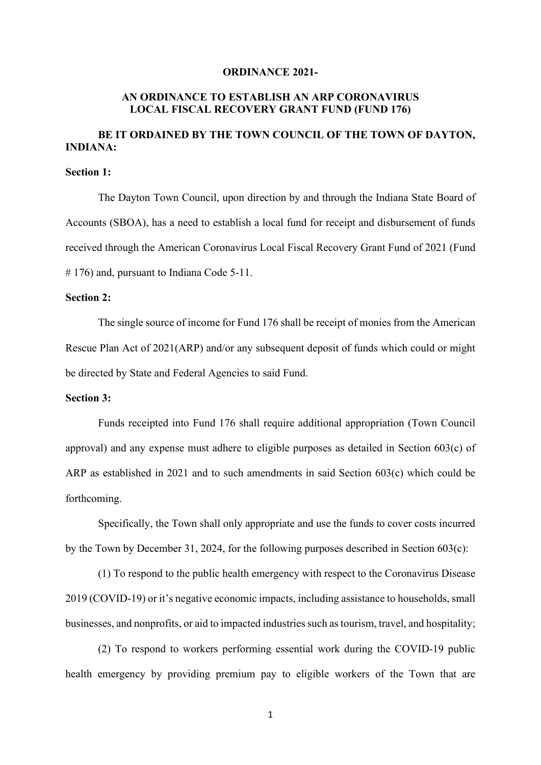**ORDINANCE 2021-**

**AN ORDINANCE TO ESTABLISH AN ARP CORONAVIRUS LOCAL FISCAL RECOVERY GRANT FUND (FUND 176)**

**BE IT ORDAINED BY THE TOWN COUNCIL OF THE TOWN OF DAYTON, INDIANA:**

**Section 1:**

The Dayton Town Council, upon direction by and through the Indiana State Board of Accounts (SBOA), has a need to establish a local fund for receipt and disbursement of funds received through the American Coronavirus Local Fiscal Recovery Grant Fund of 2021 (Fund # 176) and, pursuant to Indiana Code 5-11.

**Section 2:**

The single source of income for Fund 176 shall be receipt of monies from the American Rescue Plan Act of 2021(ARP) and/or any subsequent deposit of funds which could or might be directed by State and Federal Agencies to said Fund.

**Section 3:**

Funds receipted into Fund 176 shall require additional appropriation (Town Council approval) and any expense must adhere to eligible purposes as detailed in Section 603(c) of ARP as established in 2021 and to such amendments in said Section 603(c) which could be forthcoming.

Specifically, the Town shall only appropriate and use the funds to cover costs incurred by the Town by December 31, 2024, for the following purposes described in Section 603(c):

(1) To respond to the public health emergency with respect to the Coronavirus Disease 2019 (COVID-19) or it's negative economic impacts, including assistance to households, small businesses, and nonprofits, or aid to impacted industries such as tourism, travel, and hospitality;

(2) To respond to workers performing essential work during the COVID-19 public health emergency by providing premium pay to eligible workers of the Town that are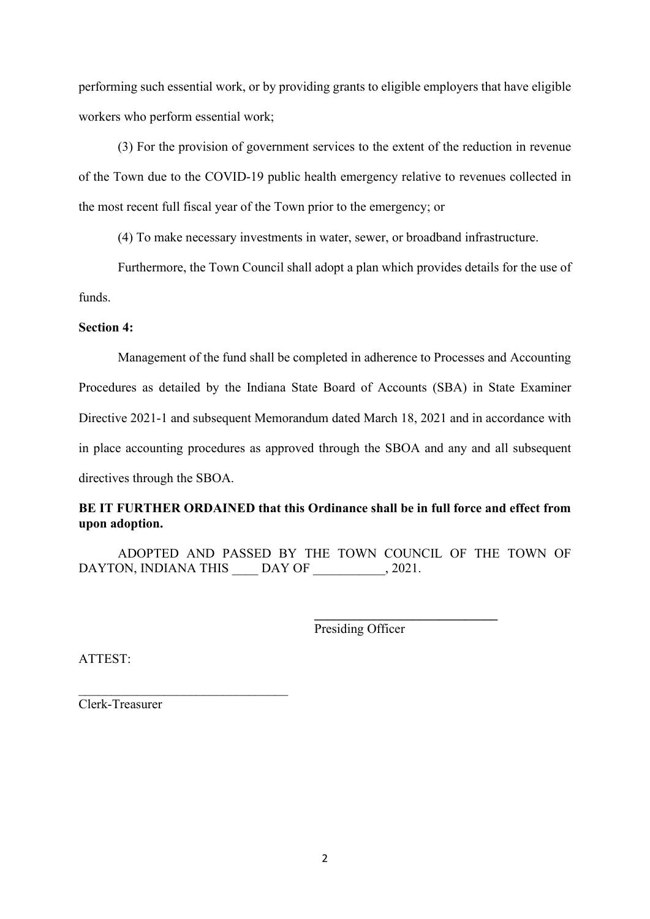performing such essential work, or by providing grants to eligible employers that have eligible workers who perform essential work;

(3) For the provision of government services to the extent of the reduction in revenue of the Town due to the COVID-19 public health emergency relative to revenues collected in the most recent full fiscal year of the Town prior to the emergency; or

(4) To make necessary investments in water, sewer, or broadband infrastructure.

Furthermore, the Town Council shall adopt a plan which provides details for the use of funds.

**Section 4:**

Management of the fund shall be completed in adherence to Processes and Accounting Procedures as detailed by the Indiana State Board of Accounts (SBA) in State Examiner Directive 2021-1 and subsequent Memorandum dated March 18, 2021 and in accordance with in place accounting procedures as approved through the SBOA and any and all subsequent directives through the SBOA.

**BE IT FURTHER ORDAINED that this Ordinance shall be in full force and effect from upon adoption.**

ADOPTED AND PASSED BY THE TOWN COUNCIL OF THE TOWN OF DAYTON, INDIANA THIS ____ DAY OF ___________, 2021.

______________________________
Presiding Officer

ATTEST:

________________________________
Clerk-Treasurer